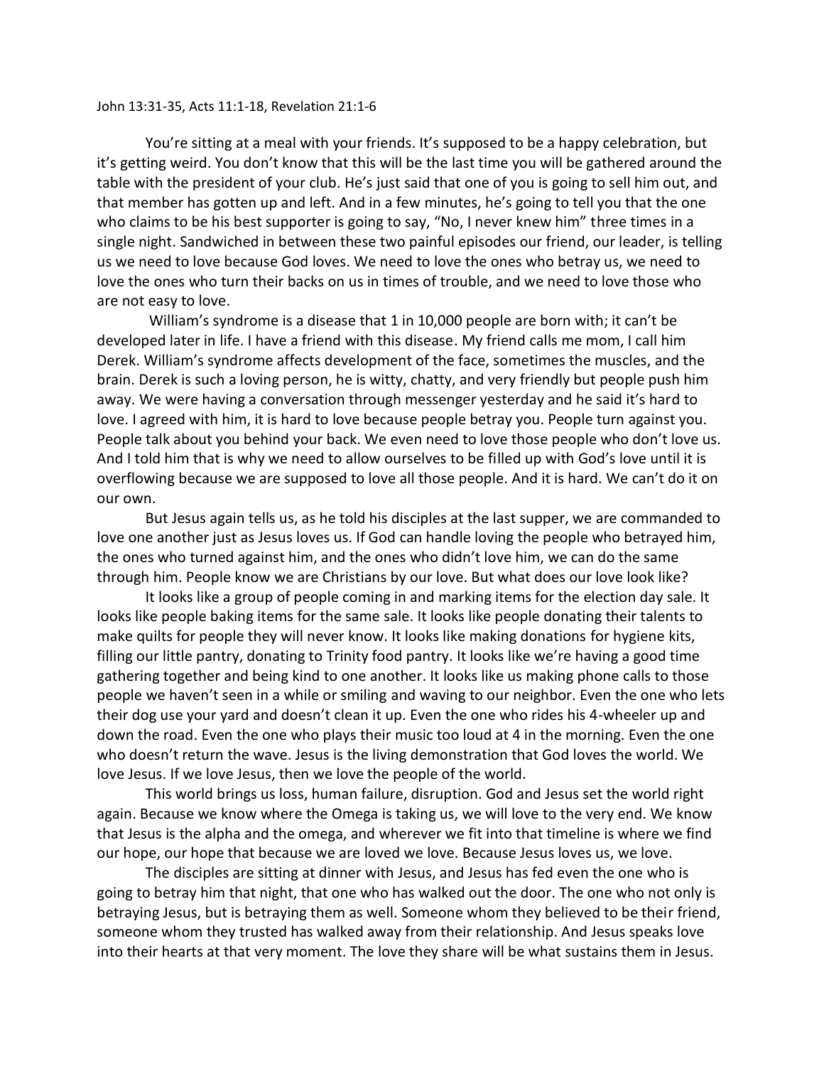John 13:31-35, Acts 11:1-18, Revelation 21:1-6

You're sitting at a meal with your friends. It's supposed to be a happy celebration, but it's getting weird. You don't know that this will be the last time you will be gathered around the table with the president of your club. He's just said that one of you is going to sell him out, and that member has gotten up and left. And in a few minutes, he's going to tell you that the one who claims to be his best supporter is going to say, "No, I never knew him" three times in a single night. Sandwiched in between these two painful episodes our friend, our leader, is telling us we need to love because God loves. We need to love the ones who betray us, we need to love the ones who turn their backs on us in times of trouble, and we need to love those who are not easy to love.

William's syndrome is a disease that 1 in 10,000 people are born with; it can't be developed later in life. I have a friend with this disease. My friend calls me mom, I call him Derek. William's syndrome affects development of the face, sometimes the muscles, and the brain. Derek is such a loving person, he is witty, chatty, and very friendly but people push him away. We were having a conversation through messenger yesterday and he said it's hard to love. I agreed with him, it is hard to love because people betray you. People turn against you. People talk about you behind your back. We even need to love those people who don't love us. And I told him that is why we need to allow ourselves to be filled up with God's love until it is overflowing because we are supposed to love all those people. And it is hard. We can't do it on our own.

But Jesus again tells us, as he told his disciples at the last supper, we are commanded to love one another just as Jesus loves us. If God can handle loving the people who betrayed him, the ones who turned against him, and the ones who didn't love him, we can do the same through him. People know we are Christians by our love. But what does our love look like?

It looks like a group of people coming in and marking items for the election day sale. It looks like people baking items for the same sale. It looks like people donating their talents to make quilts for people they will never know. It looks like making donations for hygiene kits, filling our little pantry, donating to Trinity food pantry. It looks like we're having a good time gathering together and being kind to one another. It looks like us making phone calls to those people we haven't seen in a while or smiling and waving to our neighbor. Even the one who lets their dog use your yard and doesn't clean it up. Even the one who rides his 4-wheeler up and down the road. Even the one who plays their music too loud at 4 in the morning. Even the one who doesn't return the wave. Jesus is the living demonstration that God loves the world. We love Jesus. If we love Jesus, then we love the people of the world.

This world brings us loss, human failure, disruption. God and Jesus set the world right again. Because we know where the Omega is taking us, we will love to the very end. We know that Jesus is the alpha and the omega, and wherever we fit into that timeline is where we find our hope, our hope that because we are loved we love. Because Jesus loves us, we love.

The disciples are sitting at dinner with Jesus, and Jesus has fed even the one who is going to betray him that night, that one who has walked out the door. The one who not only is betraying Jesus, but is betraying them as well. Someone whom they believed to be their friend, someone whom they trusted has walked away from their relationship. And Jesus speaks love into their hearts at that very moment. The love they share will be what sustains them in Jesus.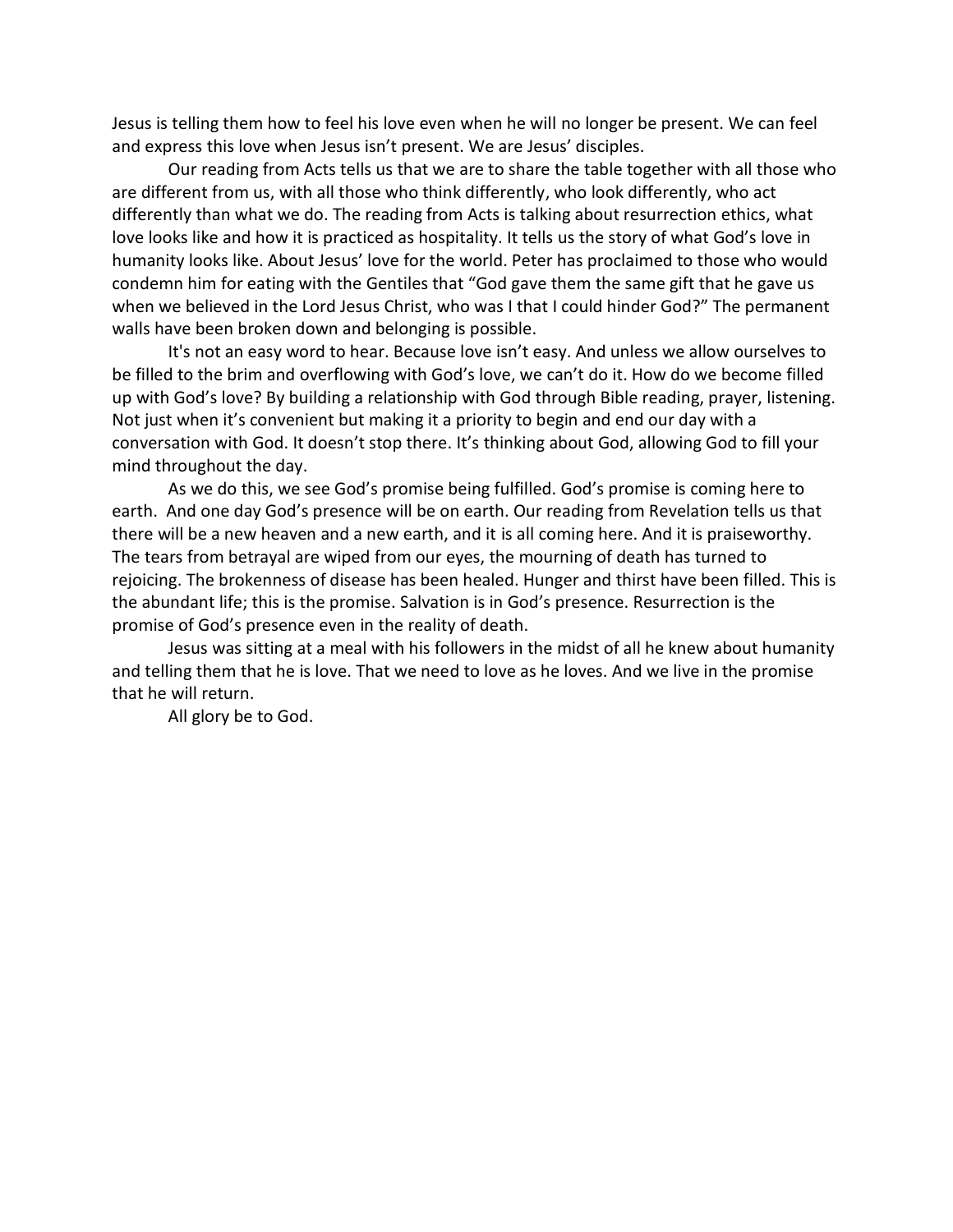Jesus is telling them how to feel his love even when he will no longer be present. We can feel and express this love when Jesus isn't present. We are Jesus' disciples.

Our reading from Acts tells us that we are to share the table together with all those who are different from us, with all those who think differently, who look differently, who act differently than what we do. The reading from Acts is talking about resurrection ethics, what love looks like and how it is practiced as hospitality. It tells us the story of what God's love in humanity looks like. About Jesus' love for the world. Peter has proclaimed to those who would condemn him for eating with the Gentiles that "God gave them the same gift that he gave us when we believed in the Lord Jesus Christ, who was I that I could hinder God?" The permanent walls have been broken down and belonging is possible.

It's not an easy word to hear. Because love isn't easy. And unless we allow ourselves to be filled to the brim and overflowing with God's love, we can't do it. How do we become filled up with God's love? By building a relationship with God through Bible reading, prayer, listening. Not just when it's convenient but making it a priority to begin and end our day with a conversation with God. It doesn't stop there. It's thinking about God, allowing God to fill your mind throughout the day.

As we do this, we see God's promise being fulfilled. God's promise is coming here to earth. And one day God's presence will be on earth. Our reading from Revelation tells us that there will be a new heaven and a new earth, and it is all coming here. And it is praiseworthy. The tears from betrayal are wiped from our eyes, the mourning of death has turned to rejoicing. The brokenness of disease has been healed. Hunger and thirst have been filled. This is the abundant life; this is the promise. Salvation is in God's presence. Resurrection is the promise of God's presence even in the reality of death.

Jesus was sitting at a meal with his followers in the midst of all he knew about humanity and telling them that he is love. That we need to love as he loves. And we live in the promise that he will return.

All glory be to God.